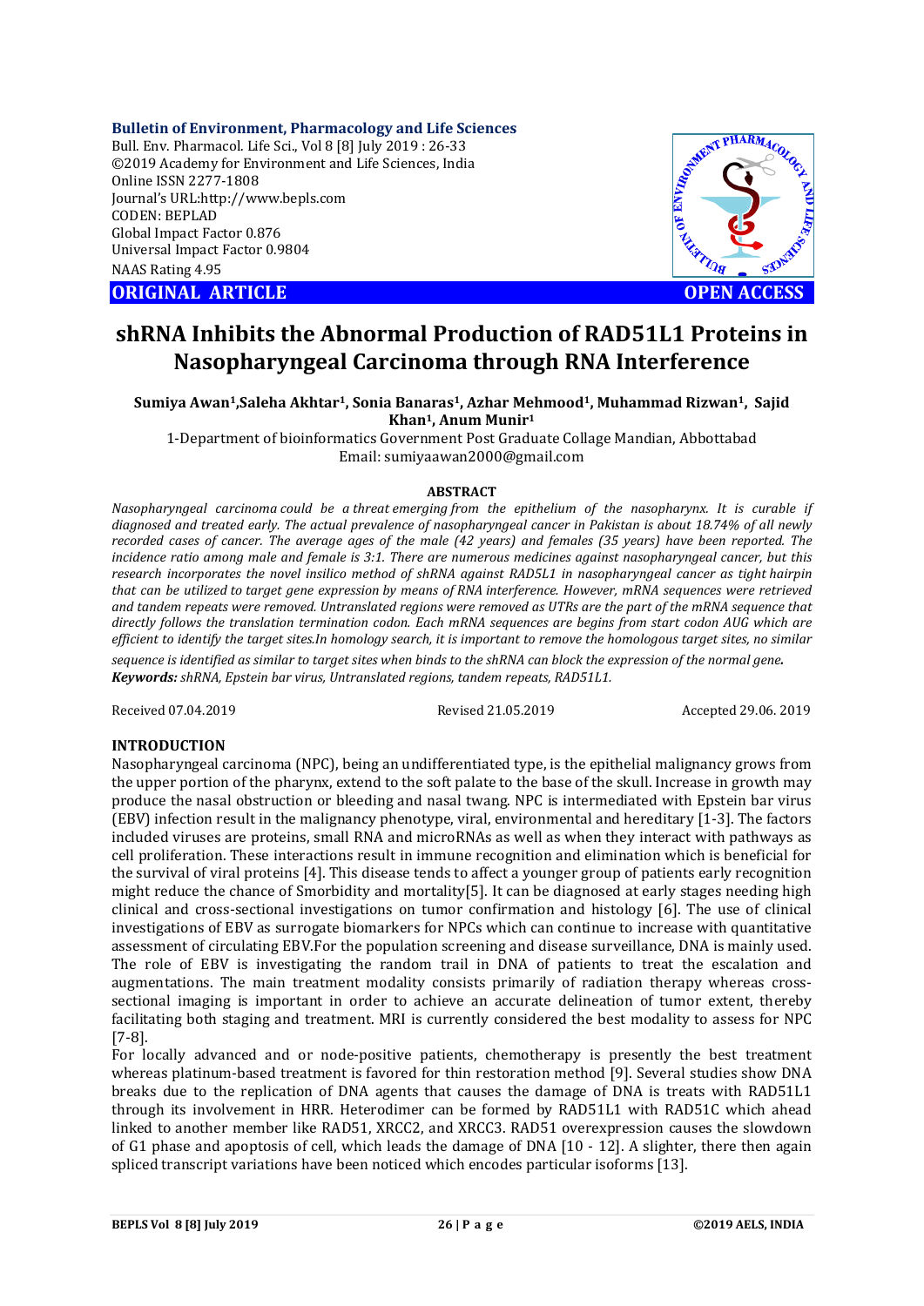**Bulletin of Environment, Pharmacology and Life Sciences**
Bull. Env. Pharmacol. Life Sci., Vol 8 [8] July 2019 : 26-33
©2019 Academy for Environment and Life Sciences, India
Online ISSN 2277-1808
Journal's URL:http://www.bepls.com
CODEN: BEPLAD
Global Impact Factor 0.876
Universal Impact Factor 0.9804
NAAS Rating 4.95

**ORIGINAL ARTICLE** **OPEN ACCESS**

# shRNA Inhibits the Abnormal Production of RAD51L1 Proteins in Nasopharyngeal Carcinoma through RNA Interference

**Sumiya Awan[1], Saleha Akhtar[1], Sonia Banaras[1], Azhar Mehmood[1], Muhammad Rizwan[1], Sajid Khan[1], Anum Munir[1]**

1-Department of bioinformatics Government Post Graduate Collage Mandian, Abbottabad
Email: sumiyaawan2000@gmail.com

## ABSTRACT

*Nasopharyngeal carcinoma could be a threat emerging from the epithelium of the nasopharynx. It is curable if diagnosed and treated early. The actual prevalence of nasopharyngeal cancer in Pakistan is about 18.74% of all newly recorded cases of cancer. The average ages of the male (42 years) and females (35 years) have been reported. The incidence ratio among male and female is 3:1. There are numerous medicines against nasopharyngeal cancer, but this research incorporates the novel insilico method of shRNA against RAD5L1 in nasopharyngeal cancer as tight hairpin that can be utilized to target gene expression by means of RNA interference. However, mRNA sequences were retrieved and tandem repeats were removed. Untranslated regions were removed as UTRs are the part of the mRNA sequence that directly follows the translation termination codon. Each mRNA sequences are begins from start codon AUG which are efficient to identify the target sites.In homology search, it is important to remove the homologous target sites, no similar sequence is identified as similar to target sites when binds to the shRNA can block the expression of the normal gene.*

***Keywords:*** *shRNA, Epstein bar virus, Untranslated regions, tandem repeats, RAD51L1.*

Received 07.04.2019 Revised 21.05.2019 Accepted 29.06. 2019

## INTRODUCTION

Nasopharyngeal carcinoma (NPC), being an undifferentiated type, is the epithelial malignancy grows from the upper portion of the pharynx, extend to the soft palate to the base of the skull. Increase in growth may produce the nasal obstruction or bleeding and nasal twang. NPC is intermediated with Epstein bar virus (EBV) infection result in the malignancy phenotype, viral, environmental and hereditary [1-3]. The factors included viruses are proteins, small RNA and microRNAs as well as when they interact with pathways as cell proliferation. These interactions result in immune recognition and elimination which is beneficial for the survival of viral proteins [4]. This disease tends to affect a younger group of patients early recognition might reduce the chance of Smorbidity and mortality[5]. It can be diagnosed at early stages needing high clinical and cross-sectional investigations on tumor confirmation and histology [6]. The use of clinical investigations of EBV as surrogate biomarkers for NPCs which can continue to increase with quantitative assessment of circulating EBV.For the population screening and disease surveillance, DNA is mainly used. The role of EBV is investigating the random trail in DNA of patients to treat the escalation and augmentations. The main treatment modality consists primarily of radiation therapy whereas cross-sectional imaging is important in order to achieve an accurate delineation of tumor extent, thereby facilitating both staging and treatment. MRI is currently considered the best modality to assess for NPC [7-8].

For locally advanced and or node-positive patients, chemotherapy is presently the best treatment whereas platinum-based treatment is favored for thin restoration method [9]. Several studies show DNA breaks due to the replication of DNA agents that causes the damage of DNA is treats with RAD51L1 through its involvement in HRR. Heterodimer can be formed by RAD51L1 with RAD51C which ahead linked to another member like RAD51, XRCC2, and XRCC3. RAD51 overexpression causes the slowdown of G1 phase and apoptosis of cell, which leads the damage of DNA [10 - 12]. A slighter, there then again spliced transcript variations have been noticed which encodes particular isoforms [13].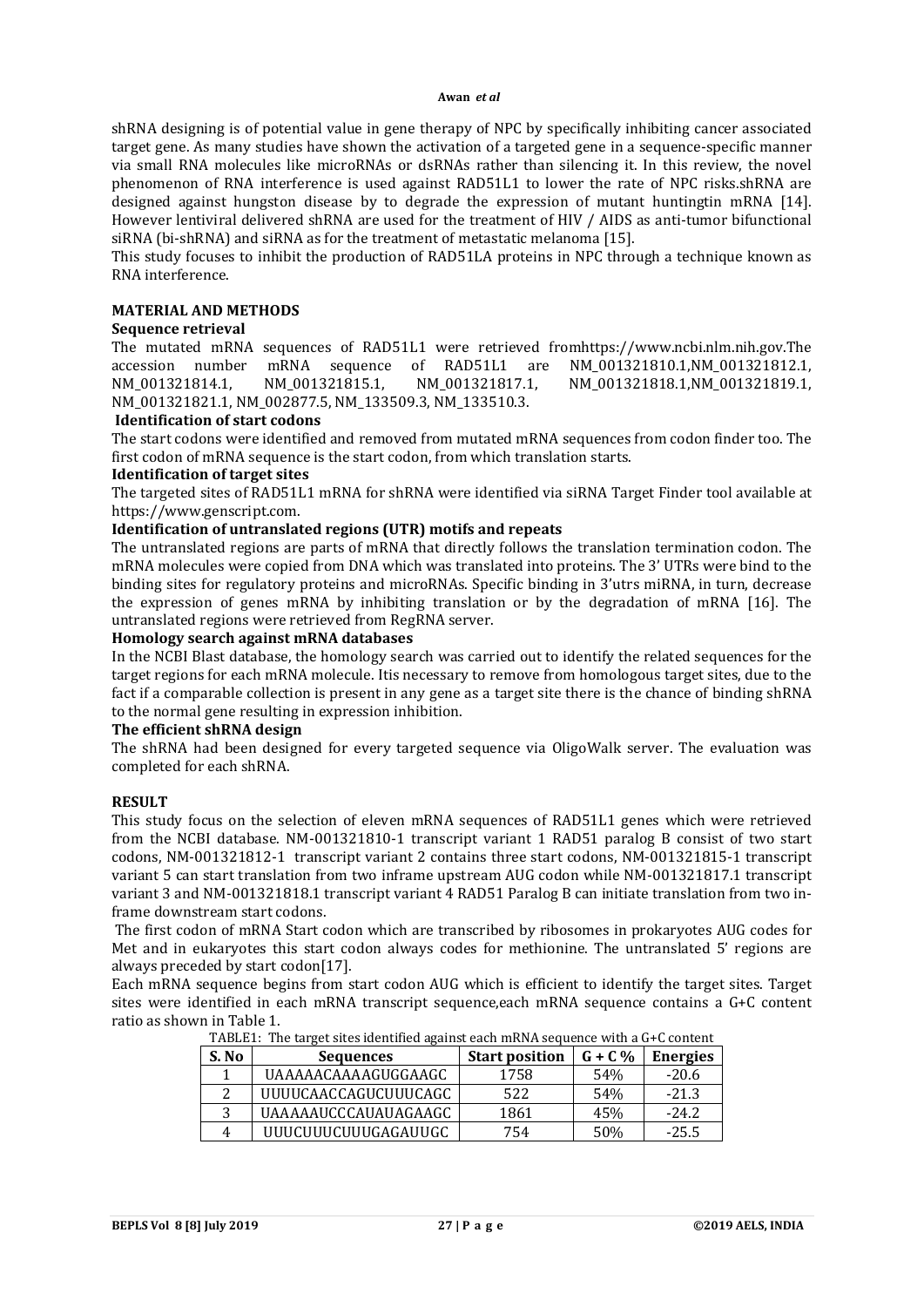shRNA designing is of potential value in gene therapy of NPC by specifically inhibiting cancer associated target gene. As many studies have shown the activation of a targeted gene in a sequence-specific manner via small RNA molecules like microRNAs or dsRNAs rather than silencing it. In this review, the novel phenomenon of RNA interference is used against RAD51L1 to lower the rate of NPC risks.shRNA are designed against hungston disease by to degrade the expression of mutant huntingtin mRNA [14]. However lentiviral delivered shRNA are used for the treatment of HIV / AIDS as anti-tumor bifunctional siRNA (bi-shRNA) and siRNA as for the treatment of metastatic melanoma [15].

This study focuses to inhibit the production of RAD51LA proteins in NPC through a technique known as RNA interference.

## MATERIAL AND METHODS

### Sequence retrieval

The mutated mRNA sequences of RAD51L1 were retrieved fromhttps://www.ncbi.nlm.nih.gov.The accession number mRNA sequence of RAD51L1 are NM_001321810.1,NM_001321812.1, NM_001321814.1, NM_001321815.1, NM_001321817.1, NM_001321818.1,NM_001321819.1, NM_001321821.1, NM_002877.5, NM_133509.3, NM_133510.3.

### Identification of start codons

The start codons were identified and removed from mutated mRNA sequences from codon finder too. The first codon of mRNA sequence is the start codon, from which translation starts.

### Identification of target sites

The targeted sites of RAD51L1 mRNA for shRNA were identified via siRNA Target Finder tool available at https://www.genscript.com.

### Identification of untranslated regions (UTR) motifs and repeats

The untranslated regions are parts of mRNA that directly follows the translation termination codon. The mRNA molecules were copied from DNA which was translated into proteins. The 3' UTRs were bind to the binding sites for regulatory proteins and microRNAs. Specific binding in 3'utrs miRNA, in turn, decrease the expression of genes mRNA by inhibiting translation or by the degradation of mRNA [16]. The untranslated regions were retrieved from RegRNA server.

### Homology search against mRNA databases

In the NCBI Blast database, the homology search was carried out to identify the related sequences for the target regions for each mRNA molecule. Itis necessary to remove from homologous target sites, due to the fact if a comparable collection is present in any gene as a target site there is the chance of binding shRNA to the normal gene resulting in expression inhibition.

### The efficient shRNA design

The shRNA had been designed for every targeted sequence via OligoWalk server. The evaluation was completed for each shRNA.

## RESULT

This study focus on the selection of eleven mRNA sequences of RAD51L1 genes which were retrieved from the NCBI database. NM-001321810-1 transcript variant 1 RAD51 paralog B consist of two start codons, NM-001321812-1 transcript variant 2 contains three start codons, NM-001321815-1 transcript variant 5 can start translation from two inframe upstream AUG codon while NM-001321817.1 transcript variant 3 and NM-001321818.1 transcript variant 4 RAD51 Paralog B can initiate translation from two in-frame downstream start codons.

The first codon of mRNA Start codon which are transcribed by ribosomes in prokaryotes AUG codes for Met and in eukaryotes this start codon always codes for methionine. The untranslated 5' regions are always preceded by start codon[17].

Each mRNA sequence begins from start codon AUG which is efficient to identify the target sites. Target sites were identified in each mRNA transcript sequence,each mRNA sequence contains a G+C content ratio as shown in Table 1.

TABLE1: The target sites identified against each mRNA sequence with a G+C content

| S. No | Sequences | Start position | G + C % | Energies |
|---|---|---|---|---|
| 1 | UAAAAACAAAAGUGGAAGC | 1758 | 54% | -20.6 |
| 2 | UUUUCAACCAGUCUUUCAGC | 522 | 54% | -21.3 |
| 3 | UAAAAAUCCCAUAUAGAAGC | 1861 | 45% | -24.2 |
| 4 | UUUCUUUCUUUGAGAUUGC | 754 | 50% | -25.5 |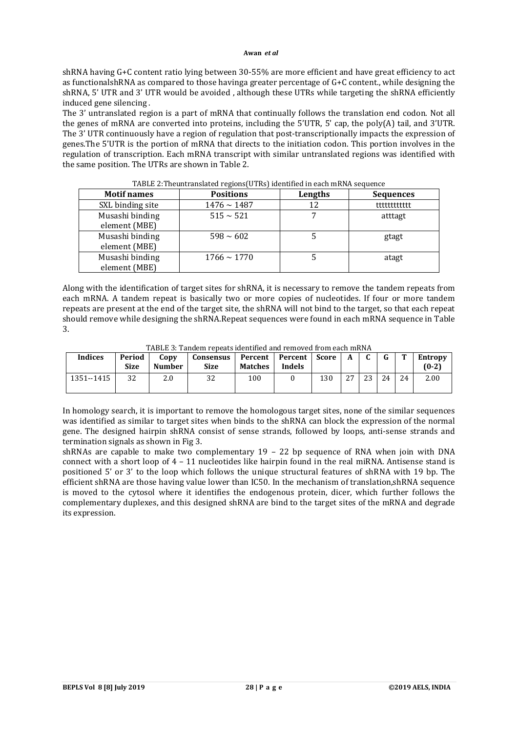shRNA having G+C content ratio lying between 30-55% are more efficient and have great efficiency to act as functionalshRNA as compared to those havinga greater percentage of G+C content., while designing the shRNA, 5' UTR and 3' UTR would be avoided , although these UTRs while targeting the shRNA efficiently induced gene silencing .

The 3' untranslated region is a part of mRNA that continually follows the translation end codon. Not all the genes of mRNA are converted into proteins, including the 5'UTR, 5' cap, the poly(A) tail, and 3'UTR. The 3' UTR continuously have a region of regulation that post-transcriptionally impacts the expression of genes.The 5'UTR is the portion of mRNA that directs to the initiation codon. This portion involves in the regulation of transcription. Each mRNA transcript with similar untranslated regions was identified with the same position. The UTRs are shown in Table 2.

TABLE 2:Theuntranslated regions(UTRs) identified in each mRNA sequence

| Motif names | Positions | Lengths | Sequences |
|---|---|---|---|
| SXL binding site | 1476 ~ 1487 | 12 | tttttttttttt |
| Musashi binding element (MBE) | 515 ~ 521 | 7 | atttagt |
| Musashi binding element (MBE) | 598 ~ 602 | 5 | gtagt |
| Musashi binding element (MBE) | 1766 ~ 1770 | 5 | atagt |

Along with the identification of target sites for shRNA, it is necessary to remove the tandem repeats from each mRNA. A tandem repeat is basically two or more copies of nucleotides. If four or more tandem repeats are present at the end of the target site, the shRNA will not bind to the target, so that each repeat should remove while designing the shRNA.Repeat sequences were found in each mRNA sequence in Table 3.

TABLE 3: Tandem repeats identified and removed from each mRNA

| Indices | Period Size | Copy Number | Consensus Size | Percent Matches | Percent Indels | Score | A | C | G | T | Entropy (0-2) |
|---|---|---|---|---|---|---|---|---|---|---|---|
| 1351--1415 | 32 | 2.0 | 32 | 100 | 0 | 130 | 27 | 23 | 24 | 24 | 2.00 |

In homology search, it is important to remove the homologous target sites, none of the similar sequences was identified as similar to target sites when binds to the shRNA can block the expression of the normal gene. The designed hairpin shRNA consist of sense strands, followed by loops, anti-sense strands and termination signals as shown in Fig 3.

shRNAs are capable to make two complementary 19 – 22 bp sequence of RNA when join with DNA connect with a short loop of 4 – 11 nucleotides like hairpin found in the real miRNA. Antisense stand is positioned 5' or 3' to the loop which follows the unique structural features of shRNA with 19 bp. The efficient shRNA are those having value lower than IC50. In the mechanism of translation,shRNA sequence is moved to the cytosol where it identifies the endogenous protein, dicer, which further follows the complementary duplexes, and this designed shRNA are bind to the target sites of the mRNA and degrade its expression.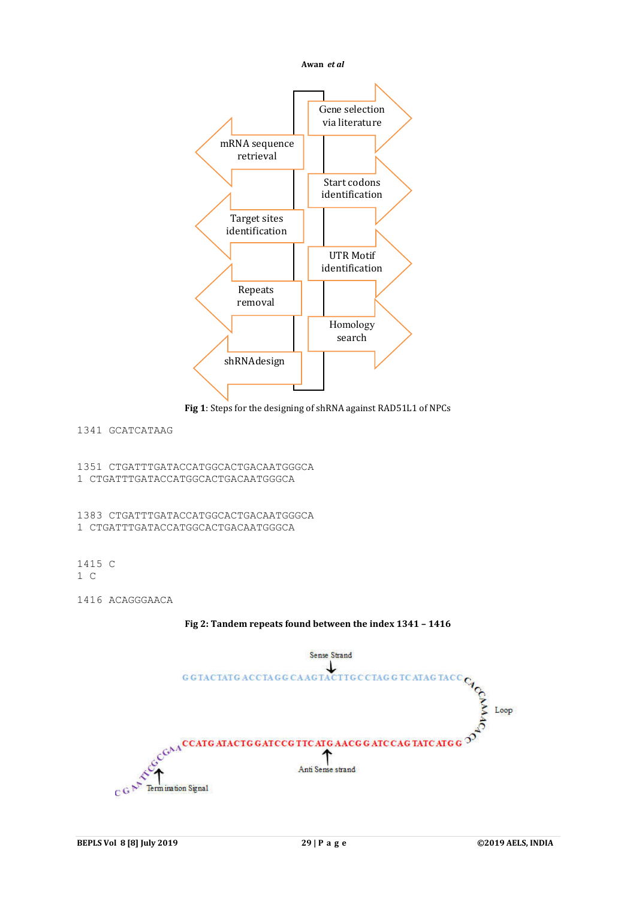Fig 1: Steps for the designing of shRNA against RAD51L1 of NPCs

```
1341  GCATCATAAG


1351  CTGATTTGATACCATGGCACTGACAATGGGCA
1  CTGATTTGATACCATGGCACTGACAATGGGCA


1383  CTGATTTGATACCATGGCACTGACAATGGGCA
1  CTGATTTGATACCATGGCACTGACAATGGGCA


1415  C
1  C

1416  ACAGGGAACA
```

**Fig 2: Tandem repeats found between the index 1341 – 1416**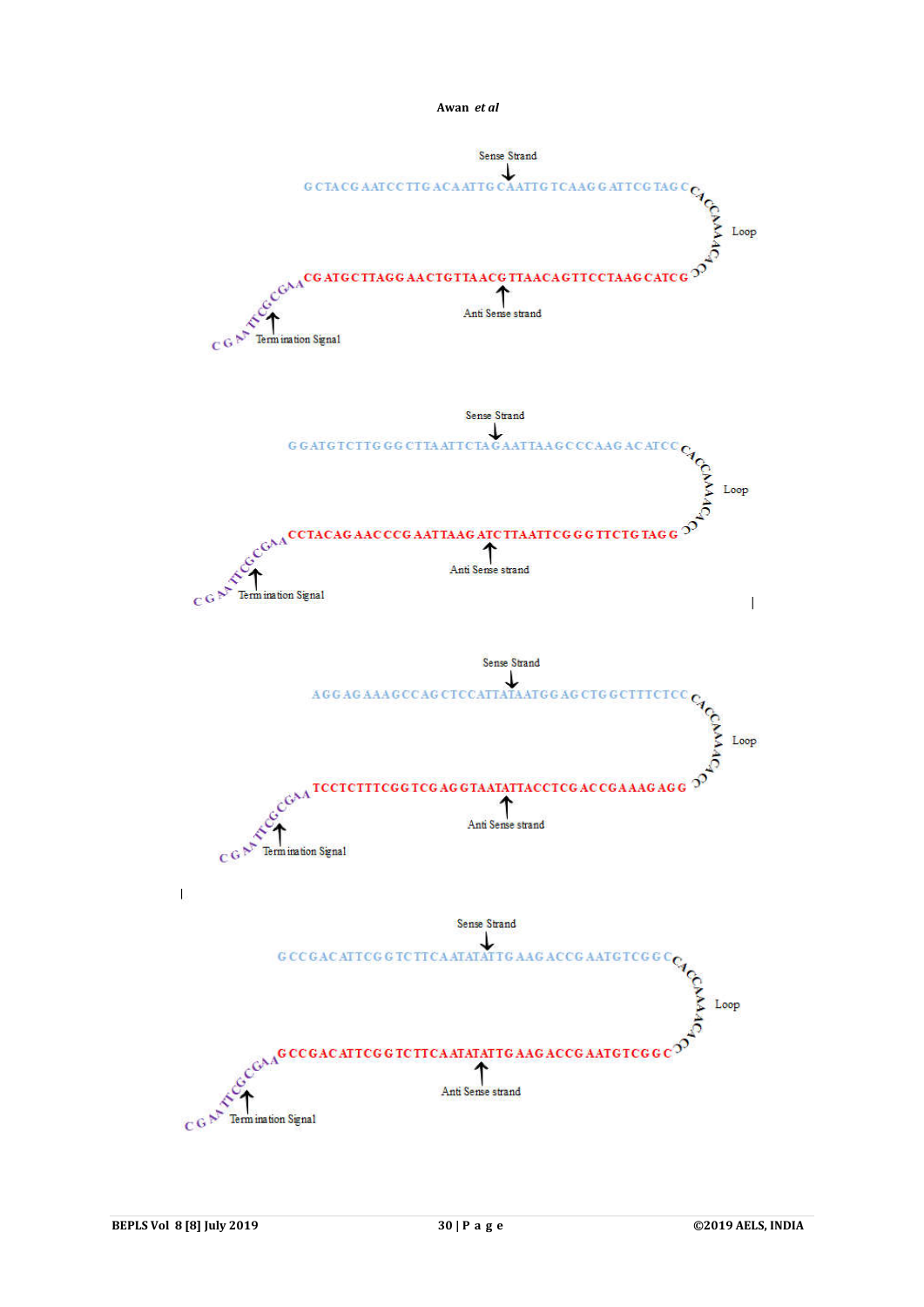Sense Strand

GCTACGAATCCTTGACAATTGCAATTGTCAAGGATTCGTAGC CACCAAAACAGC Loop

CGATGCTTAGGAACTGTTAACGTTAACAGTTCCTAAGCATCG

Anti Sense strand

CGAATTCGCGAA Termination Signal

Sense Strand

GGATGTCTTGGGCTTAATTCTAGAATTAAGCCCAAGACATCC CACCAAAACAGC Loop

CCTACAGAACCCGAATTAAGATCTTAATTCGGGTTCTGTAGG

Anti Sense strand

CGAATTCGCGAA Termination Signal

Sense Strand

AGGAGAAAGCCAGCTCCATTATAATGGAGCTGGCTTTCTCC CACCAAAACAGC Loop

TCCTCTTTCGGTCGAGGTAATATTACCTCGACCGAAAGAGG

Anti Sense strand

CGAATTCGCGAA Termination Signal

Sense Strand

GCCGACATTCGGTCTTCAATATATTGAAGACCGAATGTCGGC CACCAAAACAGC Loop

GCCGACATTCGGTCTTCAATATATTGAAGACCGAATGTCGGC

Anti Sense strand

CGAATTCGCGAA Termination Signal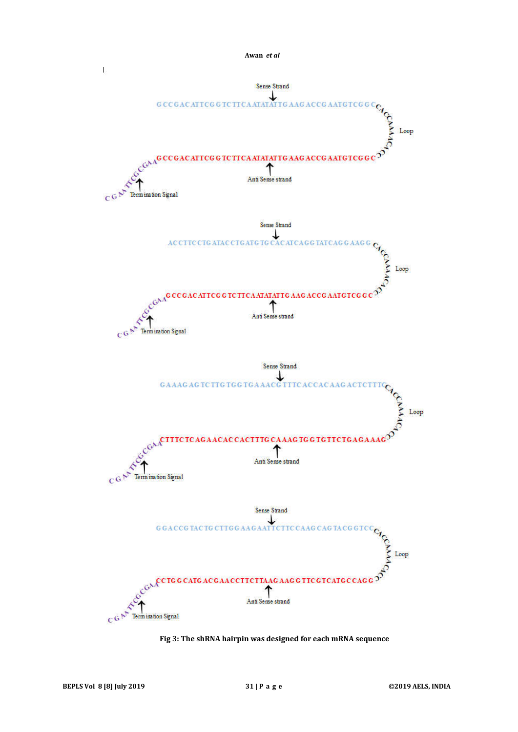Sense Strand

GCCGACATTCGGTCTTCAATATATTGAAGACCGAATGTCGGC CACCAAAACC Loop

GCCGACATTCGGTCTTCAATATATTGAAGACCGAATGTCGGC

Anti Sense strand

CGAATTCGCGAA Termination Signal

Sense Strand

ACCTTCCTGATACCTGATGTGCACATCAGGTATCAGGAAGG CACCAAAACC Loop

GCCGACATTCGGTCTTCAATATATTGAAGACCGAATGTCGGC

Anti Sense strand

CGAATTCGCGAA Termination Signal

Sense Strand

GAAAGAGTCTTGTGGTGAAACGTTTCACCACAAGACTCTTTC CACCAAAACC Loop

CTTTCTCAGAACACCACTTTGCAAAGTGGTGTTCTGAGAAAG

Anti Sense strand

CGAATTCGCGAA Termination Signal

Sense Strand

GGACCGTACTGCTTGGAAGAATTCTTCCAAGCAGTACGGTCC CACCAAAACC Loop

CCTGGCATGACGAACCTTCTTAAGAAGGTTCGTCATGCCAGG

Anti Sense strand

CGAATTCGCGAA Termination Signal

**Fig 3: The shRNA hairpin was designed for each mRNA sequence**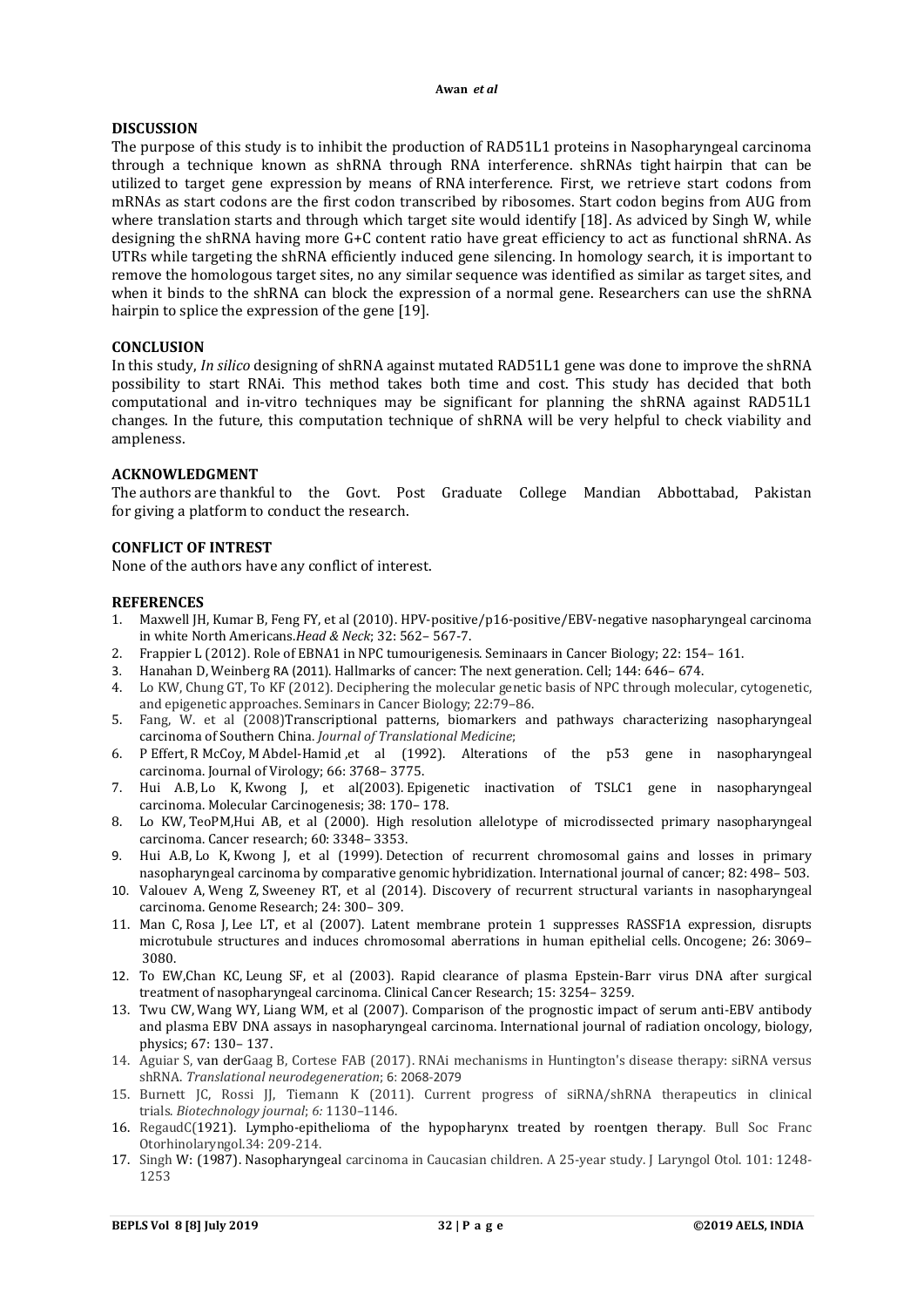## DISCUSSION

The purpose of this study is to inhibit the production of RAD51L1 proteins in Nasopharyngeal carcinoma through a technique known as shRNA through RNA interference. shRNAs tight hairpin that can be utilized to target gene expression by means of RNA interference. First, we retrieve start codons from mRNAs as start codons are the first codon transcribed by ribosomes. Start codon begins from AUG from where translation starts and through which target site would identify [18]. As adviced by Singh W, while designing the shRNA having more G+C content ratio have great efficiency to act as functional shRNA. As UTRs while targeting the shRNA efficiently induced gene silencing. In homology search, it is important to remove the homologous target sites, no any similar sequence was identified as similar as target sites, and when it binds to the shRNA can block the expression of a normal gene. Researchers can use the shRNA hairpin to splice the expression of the gene [19].

## CONCLUSION

In this study, *In silico* designing of shRNA against mutated RAD51L1 gene was done to improve the shRNA possibility to start RNAi. This method takes both time and cost. This study has decided that both computational and in-vitro techniques may be significant for planning the shRNA against RAD51L1 changes. In the future, this computation technique of shRNA will be very helpful to check viability and ampleness.

## ACKNOWLEDGMENT

The authors are thankful to the Govt. Post Graduate College Mandian Abbottabad, Pakistan for giving a platform to conduct the research.

## CONFLICT OF INTREST

None of the authors have any conflict of interest.

## REFERENCES

1. Maxwell JH, Kumar B, Feng FY, et al (2010). HPV-positive/p16-positive/EBV-negative nasopharyngeal carcinoma in white North Americans.*Head & Neck*; 32: 562– 567-7.
2. Frappier L (2012). Role of EBNA1 in NPC tumourigenesis. Seminaars in Cancer Biology; 22: 154– 161.
3. Hanahan D, Weinberg RA (2011). Hallmarks of cancer: The next generation. Cell; 144: 646– 674.
4. Lo KW, Chung GT, To KF (2012). Deciphering the molecular genetic basis of NPC through molecular, cytogenetic, and epigenetic approaches. Seminars in Cancer Biology; 22:79–86.
5. Fang, W. et al (2008)Transcriptional patterns, biomarkers and pathways characterizing nasopharyngeal carcinoma of Southern China. *Journal of Translational Medicine*;
6. P Effert, R McCoy, M Abdel-Hamid ,et al (1992). Alterations of the p53 gene in nasopharyngeal carcinoma. Journal of Virology; 66: 3768– 3775.
7. Hui A.B, Lo K, Kwong J, et al(2003). Epigenetic inactivation of TSLC1 gene in nasopharyngeal carcinoma. Molecular Carcinogenesis; 38: 170– 178.
8. Lo KW, TeoPM,Hui AB, et al (2000). High resolution allelotype of microdissected primary nasopharyngeal carcinoma. Cancer research; 60: 3348– 3353.
9. Hui A.B, Lo K, Kwong J, et al (1999). Detection of recurrent chromosomal gains and losses in primary nasopharyngeal carcinoma by comparative genomic hybridization. International journal of cancer; 82: 498– 503.
10. Valouev A, Weng Z, Sweeney RT, et al (2014). Discovery of recurrent structural variants in nasopharyngeal carcinoma. Genome Research; 24: 300– 309.
11. Man C, Rosa J, Lee LT, et al (2007). Latent membrane protein 1 suppresses RASSF1A expression, disrupts microtubule structures and induces chromosomal aberrations in human epithelial cells. Oncogene; 26: 3069– 3080.
12. To EW,Chan KC, Leung SF, et al (2003). Rapid clearance of plasma Epstein-Barr virus DNA after surgical treatment of nasopharyngeal carcinoma. Clinical Cancer Research; 15: 3254– 3259.
13. Twu CW, Wang WY, Liang WM, et al (2007). Comparison of the prognostic impact of serum anti-EBV antibody and plasma EBV DNA assays in nasopharyngeal carcinoma. International journal of radiation oncology, biology, physics; 67: 130– 137.
14. Aguiar S, van derGaag B, Cortese FAB (2017). RNAi mechanisms in Huntington's disease therapy: siRNA versus shRNA. *Translational neurodegeneration*; 6: 2068-2079
15. Burnett JC, Rossi JJ, Tiemann K (2011). Current progress of siRNA/shRNA therapeutics in clinical trials. *Biotechnology journal*; *6:* 1130–1146.
16. RegaudC(1921). Lympho-epithelioma of the hypopharynx treated by roentgen therapy. Bull Soc Franc Otorhinolaryngol.34: 209-214.
17. Singh W: (1987). Nasopharyngeal carcinoma in Caucasian children. A 25-year study. J Laryngol Otol. 101: 1248-1253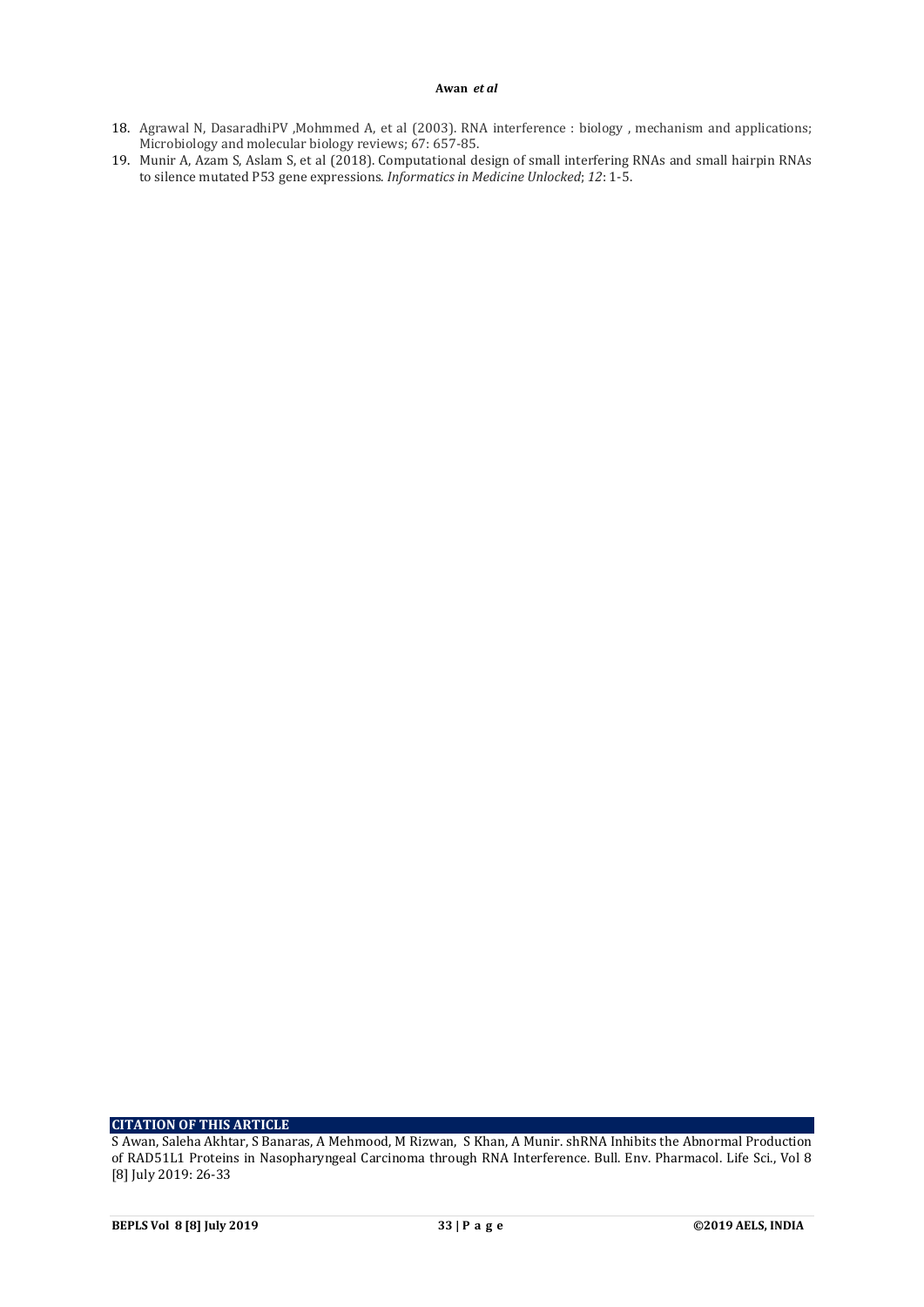18. Agrawal N, DasaradhiPV ,Mohmmed A, et al (2003). RNA interference : biology , mechanism and applications; Microbiology and molecular biology reviews; 67: 657-85.
19. Munir A, Azam S, Aslam S, et al (2018). Computational design of small interfering RNAs and small hairpin RNAs to silence mutated P53 gene expressions. *Informatics in Medicine Unlocked*; *12*: 1-5.

**CITATION OF THIS ARTICLE**

S Awan, Saleha Akhtar, S Banaras, A Mehmood, M Rizwan, S Khan, A Munir. shRNA Inhibits the Abnormal Production of RAD51L1 Proteins in Nasopharyngeal Carcinoma through RNA Interference. Bull. Env. Pharmacol. Life Sci., Vol 8 [8] July 2019: 26-33